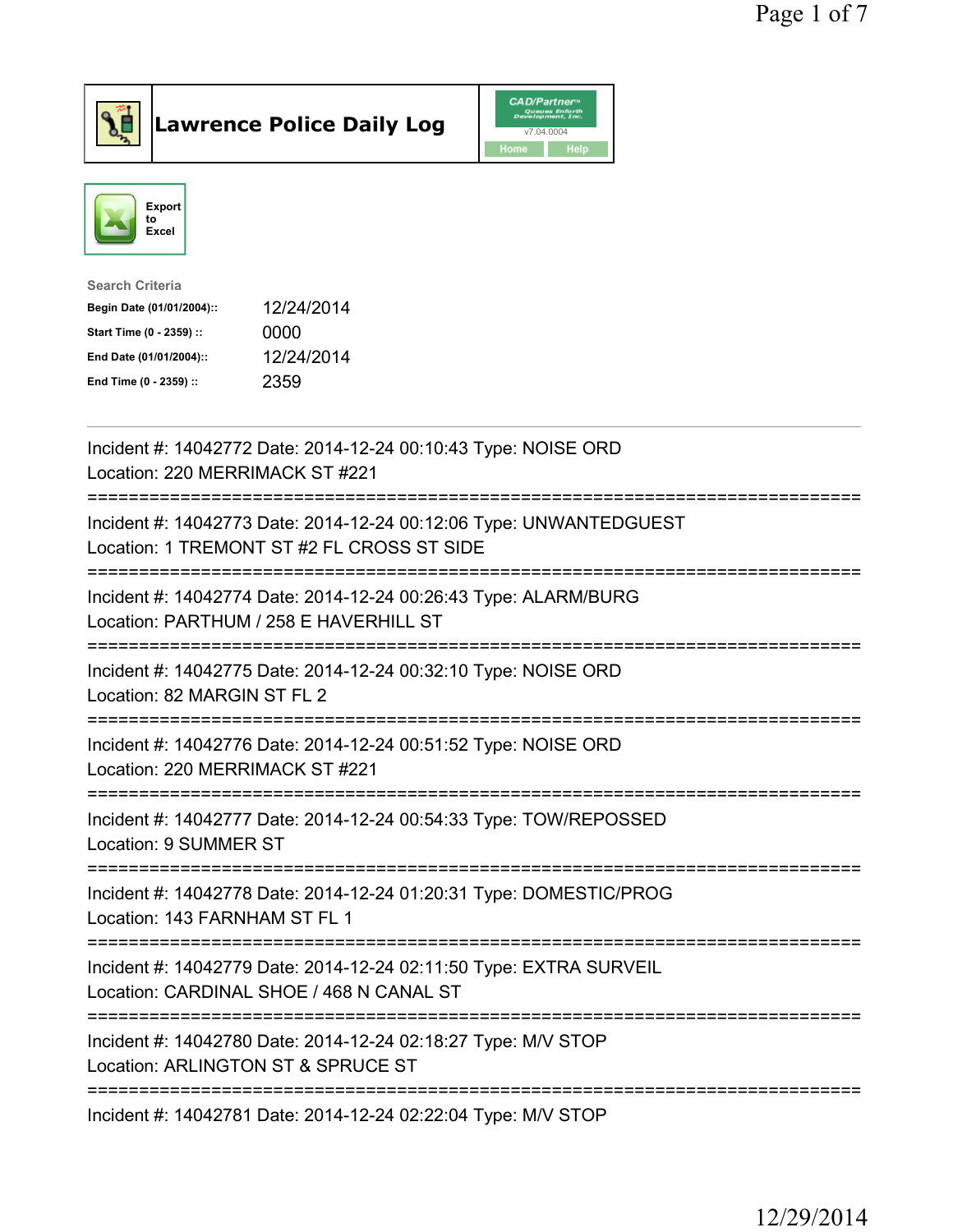# Lawrence Police Daily Log

CAD/Partner v7.04.0004

Home | Help

Export to Excel

**Search Criteria**

| | |
|---|---|
| **Begin Date (01/01/2004)::** | 12/24/2014 |
| **Start Time (0 - 2359) ::** | 0000 |
| **End Date (01/01/2004)::** | 12/24/2014 |
| **End Time (0 - 2359) ::** | 2359 |

---

Incident #: 14042772 Date: 2014-12-24 00:10:43 Type: NOISE ORD
Location: 220 MERRIMACK ST #221

===========================================================================

Incident #: 14042773 Date: 2014-12-24 00:12:06 Type: UNWANTEDGUEST
Location: 1 TREMONT ST #2 FL CROSS ST SIDE

===========================================================================

Incident #: 14042774 Date: 2014-12-24 00:26:43 Type: ALARM/BURG
Location: PARTHUM / 258 E HAVERHILL ST

===========================================================================

Incident #: 14042775 Date: 2014-12-24 00:32:10 Type: NOISE ORD
Location: 82 MARGIN ST FL 2

===========================================================================

Incident #: 14042776 Date: 2014-12-24 00:51:52 Type: NOISE ORD
Location: 220 MERRIMACK ST #221

===========================================================================

Incident #: 14042777 Date: 2014-12-24 00:54:33 Type: TOW/REPOSSED
Location: 9 SUMMER ST

===========================================================================

Incident #: 14042778 Date: 2014-12-24 01:20:31 Type: DOMESTIC/PROG
Location: 143 FARNHAM ST FL 1

===========================================================================

Incident #: 14042779 Date: 2014-12-24 02:11:50 Type: EXTRA SURVEIL
Location: CARDINAL SHOE / 468 N CANAL ST

===========================================================================

Incident #: 14042780 Date: 2014-12-24 02:18:27 Type: M/V STOP
Location: ARLINGTON ST & SPRUCE ST

===========================================================================

Incident #: 14042781 Date: 2014-12-24 02:22:04 Type: M/V STOP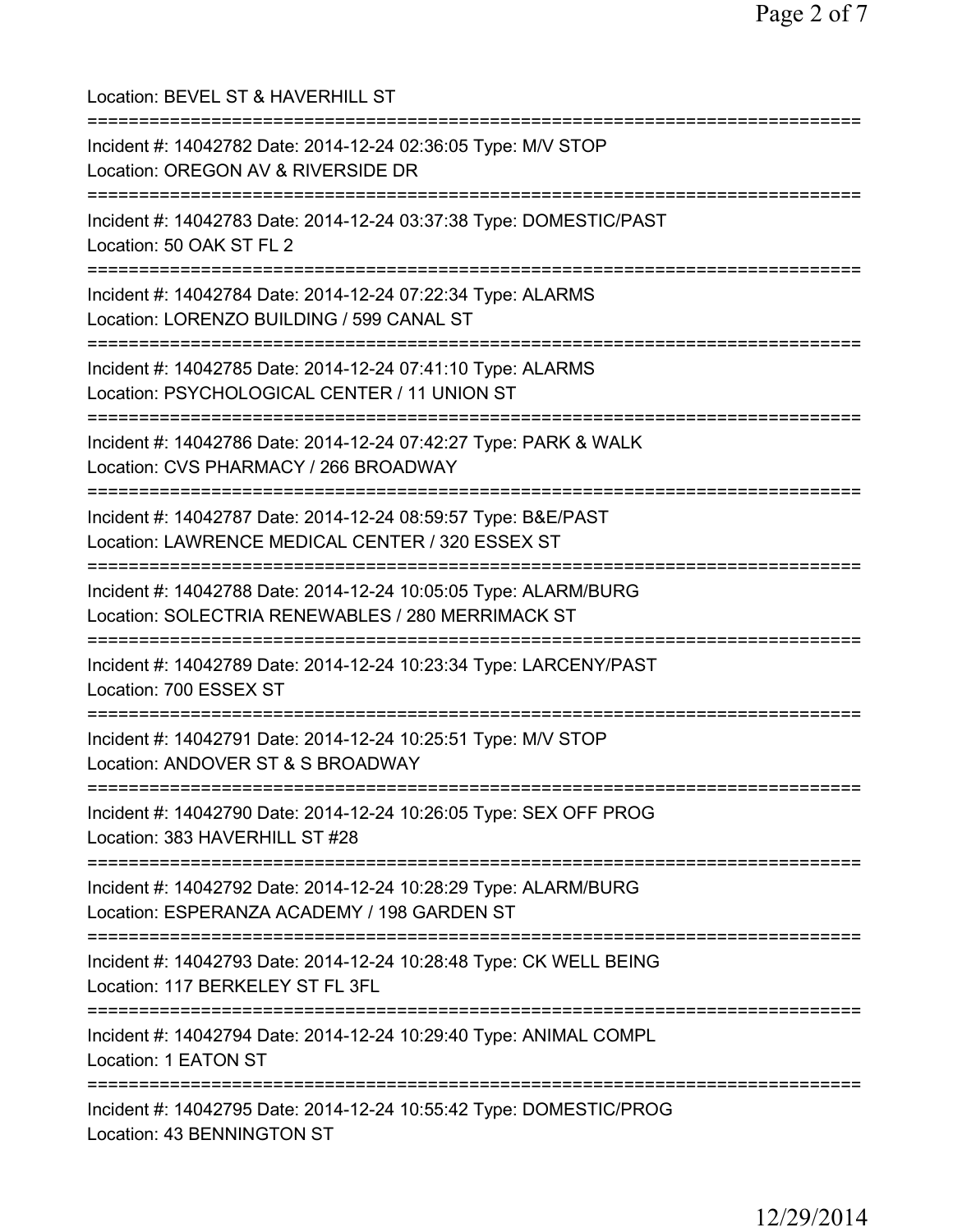Location: BEVEL ST & HAVERHILL ST

===========================================================================

Incident #: 14042782 Date: 2014-12-24 02:36:05 Type: M/V STOP
Location: OREGON AV & RIVERSIDE DR

===========================================================================

Incident #: 14042783 Date: 2014-12-24 03:37:38 Type: DOMESTIC/PAST
Location: 50 OAK ST FL 2

===========================================================================

Incident #: 14042784 Date: 2014-12-24 07:22:34 Type: ALARMS
Location: LORENZO BUILDING / 599 CANAL ST

===========================================================================

Incident #: 14042785 Date: 2014-12-24 07:41:10 Type: ALARMS
Location: PSYCHOLOGICAL CENTER / 11 UNION ST

===========================================================================

Incident #: 14042786 Date: 2014-12-24 07:42:27 Type: PARK & WALK
Location: CVS PHARMACY / 266 BROADWAY

===========================================================================

Incident #: 14042787 Date: 2014-12-24 08:59:57 Type: B&E/PAST
Location: LAWRENCE MEDICAL CENTER / 320 ESSEX ST

===========================================================================

Incident #: 14042788 Date: 2014-12-24 10:05:05 Type: ALARM/BURG
Location: SOLECTRIA RENEWABLES / 280 MERRIMACK ST

===========================================================================

Incident #: 14042789 Date: 2014-12-24 10:23:34 Type: LARCENY/PAST
Location: 700 ESSEX ST

===========================================================================

Incident #: 14042791 Date: 2014-12-24 10:25:51 Type: M/V STOP
Location: ANDOVER ST & S BROADWAY

===========================================================================

Incident #: 14042790 Date: 2014-12-24 10:26:05 Type: SEX OFF PROG
Location: 383 HAVERHILL ST #28

===========================================================================

Incident #: 14042792 Date: 2014-12-24 10:28:29 Type: ALARM/BURG
Location: ESPERANZA ACADEMY / 198 GARDEN ST

===========================================================================

Incident #: 14042793 Date: 2014-12-24 10:28:48 Type: CK WELL BEING
Location: 117 BERKELEY ST FL 3FL

===========================================================================

Incident #: 14042794 Date: 2014-12-24 10:29:40 Type: ANIMAL COMPL
Location: 1 EATON ST

===========================================================================

Incident #: 14042795 Date: 2014-12-24 10:55:42 Type: DOMESTIC/PROG
Location: 43 BENNINGTON ST

12/29/2014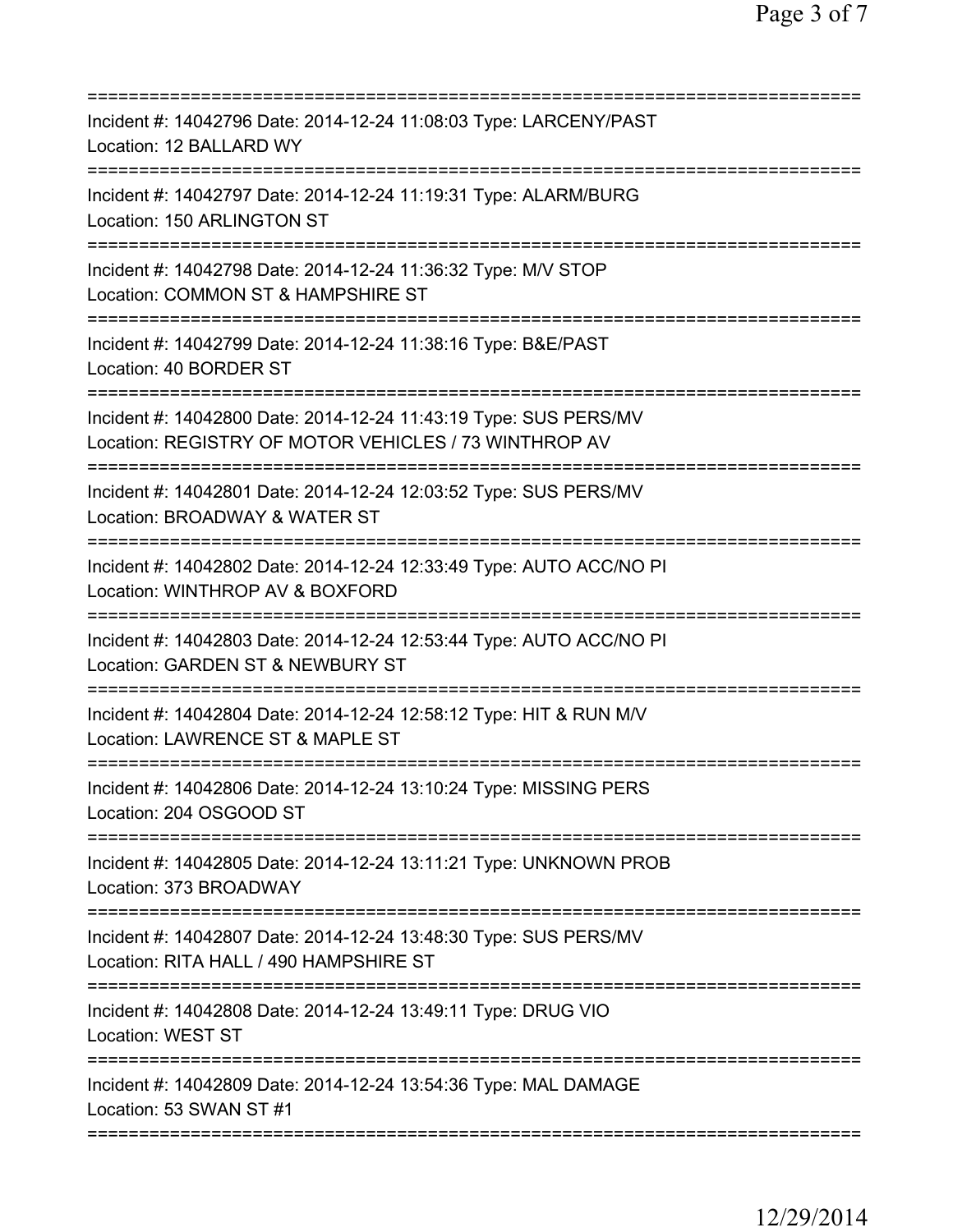===========================================================================
Incident #: 14042796 Date: 2014-12-24 11:08:03 Type: LARCENY/PAST
Location: 12 BALLARD WY
===========================================================================
Incident #: 14042797 Date: 2014-12-24 11:19:31 Type: ALARM/BURG
Location: 150 ARLINGTON ST
===========================================================================
Incident #: 14042798 Date: 2014-12-24 11:36:32 Type: M/V STOP
Location: COMMON ST & HAMPSHIRE ST
===========================================================================
Incident #: 14042799 Date: 2014-12-24 11:38:16 Type: B&E/PAST
Location: 40 BORDER ST
===========================================================================
Incident #: 14042800 Date: 2014-12-24 11:43:19 Type: SUS PERS/MV
Location: REGISTRY OF MOTOR VEHICLES / 73 WINTHROP AV
===========================================================================
Incident #: 14042801 Date: 2014-12-24 12:03:52 Type: SUS PERS/MV
Location: BROADWAY & WATER ST
===========================================================================
Incident #: 14042802 Date: 2014-12-24 12:33:49 Type: AUTO ACC/NO PI
Location: WINTHROP AV & BOXFORD
===========================================================================
Incident #: 14042803 Date: 2014-12-24 12:53:44 Type: AUTO ACC/NO PI
Location: GARDEN ST & NEWBURY ST
===========================================================================
Incident #: 14042804 Date: 2014-12-24 12:58:12 Type: HIT & RUN M/V
Location: LAWRENCE ST & MAPLE ST
===========================================================================
Incident #: 14042806 Date: 2014-12-24 13:10:24 Type: MISSING PERS
Location: 204 OSGOOD ST
===========================================================================
Incident #: 14042805 Date: 2014-12-24 13:11:21 Type: UNKNOWN PROB
Location: 373 BROADWAY
===========================================================================
Incident #: 14042807 Date: 2014-12-24 13:48:30 Type: SUS PERS/MV
Location: RITA HALL / 490 HAMPSHIRE ST
===========================================================================
Incident #: 14042808 Date: 2014-12-24 13:49:11 Type: DRUG VIO
Location: WEST ST
===========================================================================
Incident #: 14042809 Date: 2014-12-24 13:54:36 Type: MAL DAMAGE
Location: 53 SWAN ST #1
===========================================================================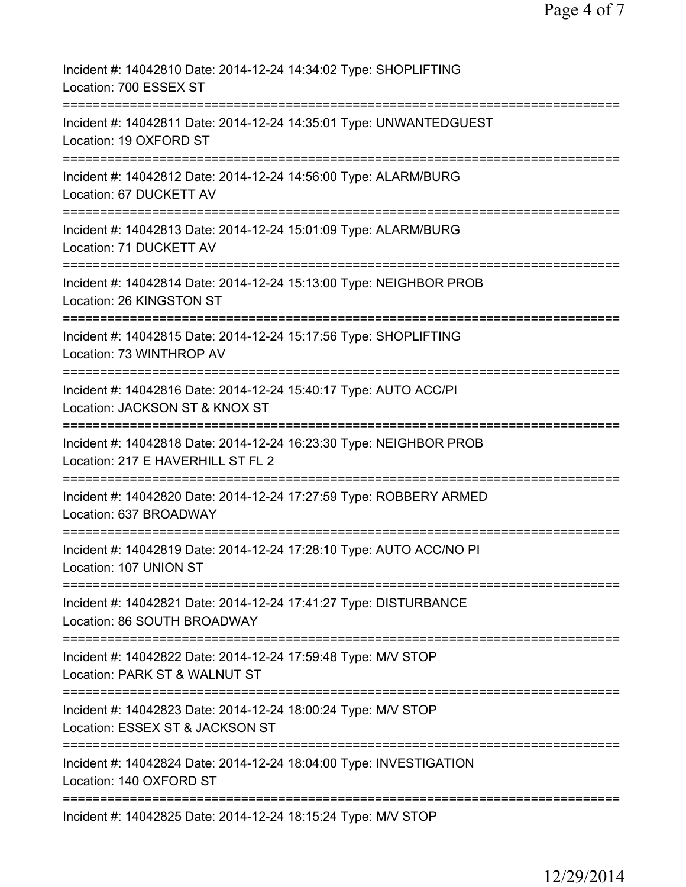Incident #: 14042810 Date: 2014-12-24 14:34:02 Type: SHOPLIFTING
Location: 700 ESSEX ST
===========================================================================
Incident #: 14042811 Date: 2014-12-24 14:35:01 Type: UNWANTEDGUEST
Location: 19 OXFORD ST
===========================================================================
Incident #: 14042812 Date: 2014-12-24 14:56:00 Type: ALARM/BURG
Location: 67 DUCKETT AV
===========================================================================
Incident #: 14042813 Date: 2014-12-24 15:01:09 Type: ALARM/BURG
Location: 71 DUCKETT AV
===========================================================================
Incident #: 14042814 Date: 2014-12-24 15:13:00 Type: NEIGHBOR PROB
Location: 26 KINGSTON ST
===========================================================================
Incident #: 14042815 Date: 2014-12-24 15:17:56 Type: SHOPLIFTING
Location: 73 WINTHROP AV
===========================================================================
Incident #: 14042816 Date: 2014-12-24 15:40:17 Type: AUTO ACC/PI
Location: JACKSON ST & KNOX ST
===========================================================================
Incident #: 14042818 Date: 2014-12-24 16:23:30 Type: NEIGHBOR PROB
Location: 217 E HAVERHILL ST FL 2
===========================================================================
Incident #: 14042820 Date: 2014-12-24 17:27:59 Type: ROBBERY ARMED
Location: 637 BROADWAY
===========================================================================
Incident #: 14042819 Date: 2014-12-24 17:28:10 Type: AUTO ACC/NO PI
Location: 107 UNION ST
===========================================================================
Incident #: 14042821 Date: 2014-12-24 17:41:27 Type: DISTURBANCE
Location: 86 SOUTH BROADWAY
===========================================================================
Incident #: 14042822 Date: 2014-12-24 17:59:48 Type: M/V STOP
Location: PARK ST & WALNUT ST
===========================================================================
Incident #: 14042823 Date: 2014-12-24 18:00:24 Type: M/V STOP
Location: ESSEX ST & JACKSON ST
===========================================================================
Incident #: 14042824 Date: 2014-12-24 18:04:00 Type: INVESTIGATION
Location: 140 OXFORD ST
===========================================================================
Incident #: 14042825 Date: 2014-12-24 18:15:24 Type: M/V STOP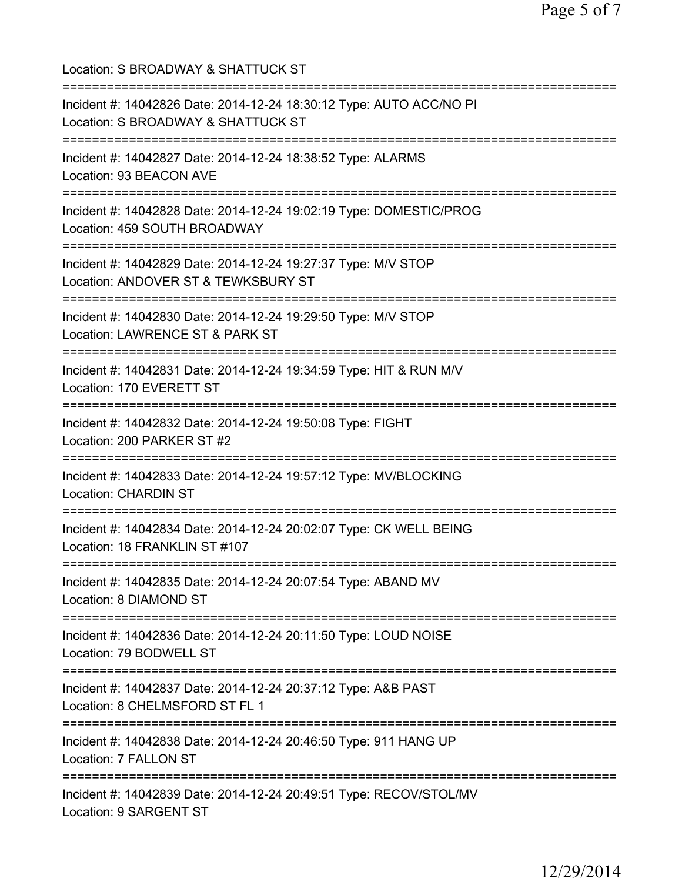Location: S BROADWAY & SHATTUCK ST

===========================================================================

Incident #: 14042826 Date: 2014-12-24 18:30:12 Type: AUTO ACC/NO PI
Location: S BROADWAY & SHATTUCK ST

===========================================================================

Incident #: 14042827 Date: 2014-12-24 18:38:52 Type: ALARMS
Location: 93 BEACON AVE

===========================================================================

Incident #: 14042828 Date: 2014-12-24 19:02:19 Type: DOMESTIC/PROG
Location: 459 SOUTH BROADWAY

===========================================================================

Incident #: 14042829 Date: 2014-12-24 19:27:37 Type: M/V STOP
Location: ANDOVER ST & TEWKSBURY ST

===========================================================================

Incident #: 14042830 Date: 2014-12-24 19:29:50 Type: M/V STOP
Location: LAWRENCE ST & PARK ST

===========================================================================

Incident #: 14042831 Date: 2014-12-24 19:34:59 Type: HIT & RUN M/V
Location: 170 EVERETT ST

===========================================================================

Incident #: 14042832 Date: 2014-12-24 19:50:08 Type: FIGHT
Location: 200 PARKER ST #2

===========================================================================

Incident #: 14042833 Date: 2014-12-24 19:57:12 Type: MV/BLOCKING
Location: CHARDIN ST

===========================================================================

Incident #: 14042834 Date: 2014-12-24 20:02:07 Type: CK WELL BEING
Location: 18 FRANKLIN ST #107

===========================================================================

Incident #: 14042835 Date: 2014-12-24 20:07:54 Type: ABAND MV
Location: 8 DIAMOND ST

===========================================================================

Incident #: 14042836 Date: 2014-12-24 20:11:50 Type: LOUD NOISE
Location: 79 BODWELL ST

===========================================================================

Incident #: 14042837 Date: 2014-12-24 20:37:12 Type: A&B PAST
Location: 8 CHELMSFORD ST FL 1

===========================================================================

Incident #: 14042838 Date: 2014-12-24 20:46:50 Type: 911 HANG UP
Location: 7 FALLON ST

===========================================================================

Incident #: 14042839 Date: 2014-12-24 20:49:51 Type: RECOV/STOL/MV
Location: 9 SARGENT ST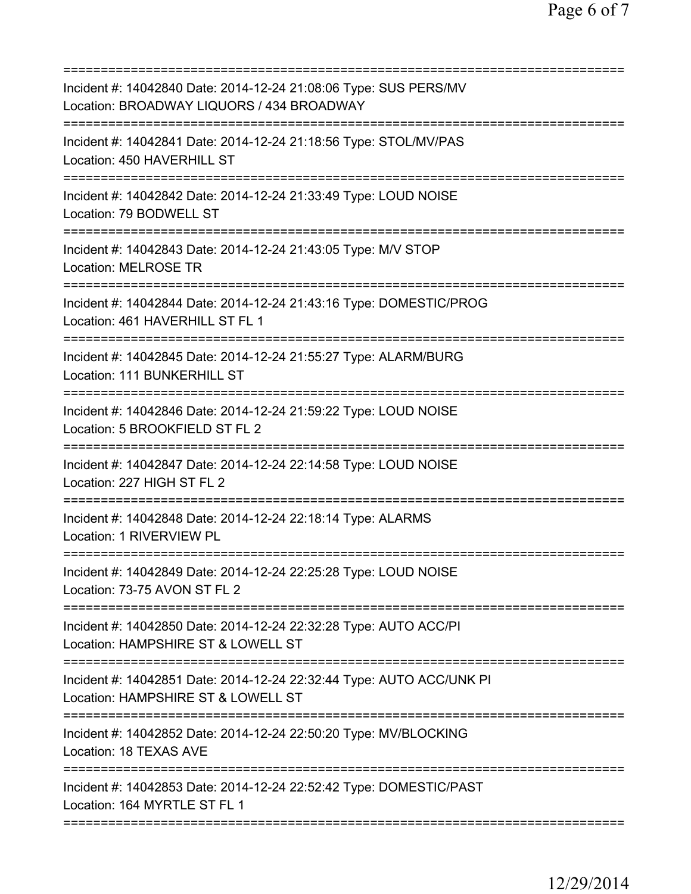Incident #: 14042840 Date: 2014-12-24 21:08:06 Type: SUS PERS/MV
Location: BROADWAY LIQUORS / 434 BROADWAY

Incident #: 14042841 Date: 2014-12-24 21:18:56 Type: STOL/MV/PAS
Location: 450 HAVERHILL ST

Incident #: 14042842 Date: 2014-12-24 21:33:49 Type: LOUD NOISE
Location: 79 BODWELL ST

Incident #: 14042843 Date: 2014-12-24 21:43:05 Type: M/V STOP
Location: MELROSE TR

Incident #: 14042844 Date: 2014-12-24 21:43:16 Type: DOMESTIC/PROG
Location: 461 HAVERHILL ST FL 1

Incident #: 14042845 Date: 2014-12-24 21:55:27 Type: ALARM/BURG
Location: 111 BUNKERHILL ST

Incident #: 14042846 Date: 2014-12-24 21:59:22 Type: LOUD NOISE
Location: 5 BROOKFIELD ST FL 2

Incident #: 14042847 Date: 2014-12-24 22:14:58 Type: LOUD NOISE
Location: 227 HIGH ST FL 2

Incident #: 14042848 Date: 2014-12-24 22:18:14 Type: ALARMS
Location: 1 RIVERVIEW PL

Incident #: 14042849 Date: 2014-12-24 22:25:28 Type: LOUD NOISE
Location: 73-75 AVON ST FL 2

Incident #: 14042850 Date: 2014-12-24 22:32:28 Type: AUTO ACC/PI
Location: HAMPSHIRE ST & LOWELL ST

Incident #: 14042851 Date: 2014-12-24 22:32:44 Type: AUTO ACC/UNK PI
Location: HAMPSHIRE ST & LOWELL ST

Incident #: 14042852 Date: 2014-12-24 22:50:20 Type: MV/BLOCKING
Location: 18 TEXAS AVE

Incident #: 14042853 Date: 2014-12-24 22:52:42 Type: DOMESTIC/PAST
Location: 164 MYRTLE ST FL 1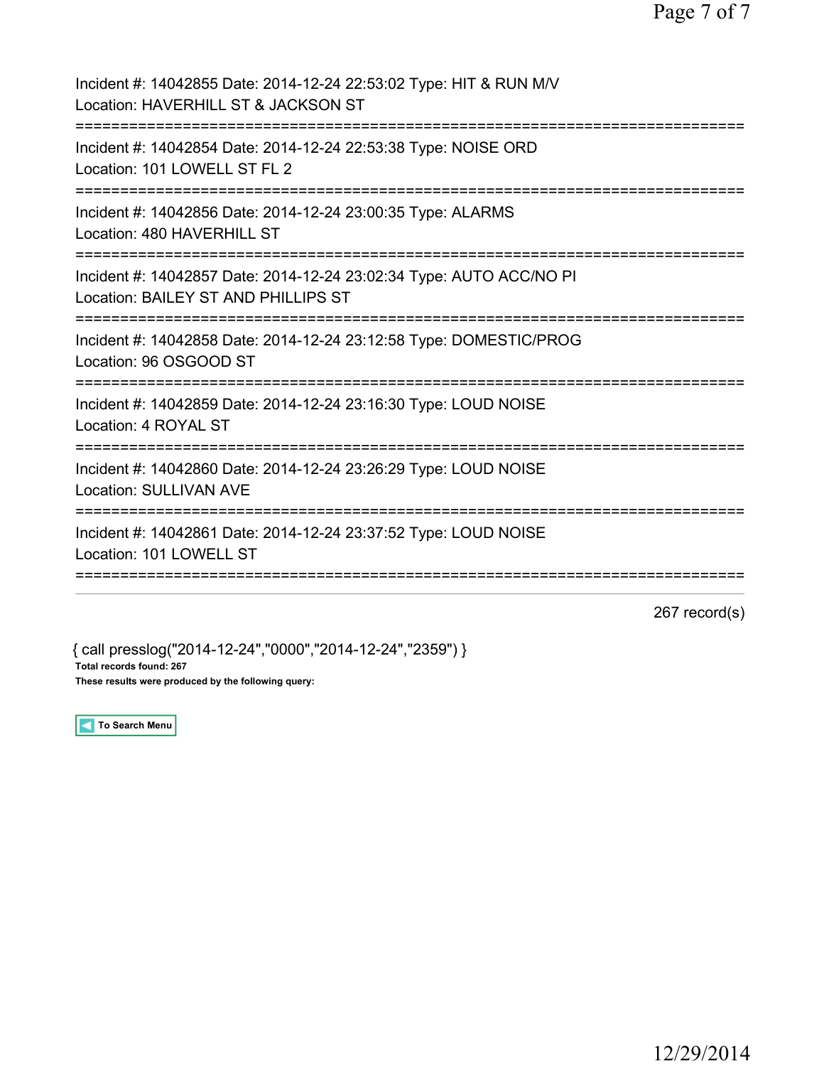Incident #: 14042855 Date: 2014-12-24 22:53:02 Type: HIT & RUN M/V
Location: HAVERHILL ST & JACKSON ST

===========================================================================

Incident #: 14042854 Date: 2014-12-24 22:53:38 Type: NOISE ORD
Location: 101 LOWELL ST FL 2

===========================================================================

Incident #: 14042856 Date: 2014-12-24 23:00:35 Type: ALARMS
Location: 480 HAVERHILL ST

===========================================================================

Incident #: 14042857 Date: 2014-12-24 23:02:34 Type: AUTO ACC/NO PI
Location: BAILEY ST AND PHILLIPS ST

===========================================================================

Incident #: 14042858 Date: 2014-12-24 23:12:58 Type: DOMESTIC/PROG
Location: 96 OSGOOD ST

===========================================================================

Incident #: 14042859 Date: 2014-12-24 23:16:30 Type: LOUD NOISE
Location: 4 ROYAL ST

===========================================================================

Incident #: 14042860 Date: 2014-12-24 23:26:29 Type: LOUD NOISE
Location: SULLIVAN AVE

===========================================================================

Incident #: 14042861 Date: 2014-12-24 23:37:52 Type: LOUD NOISE
Location: 101 LOWELL ST

===========================================================================

267 record(s)

{ call presslog("2014-12-24","0000","2014-12-24","2359") }

**Total records found: 267**

**These results were produced by the following query:**

To Search Menu